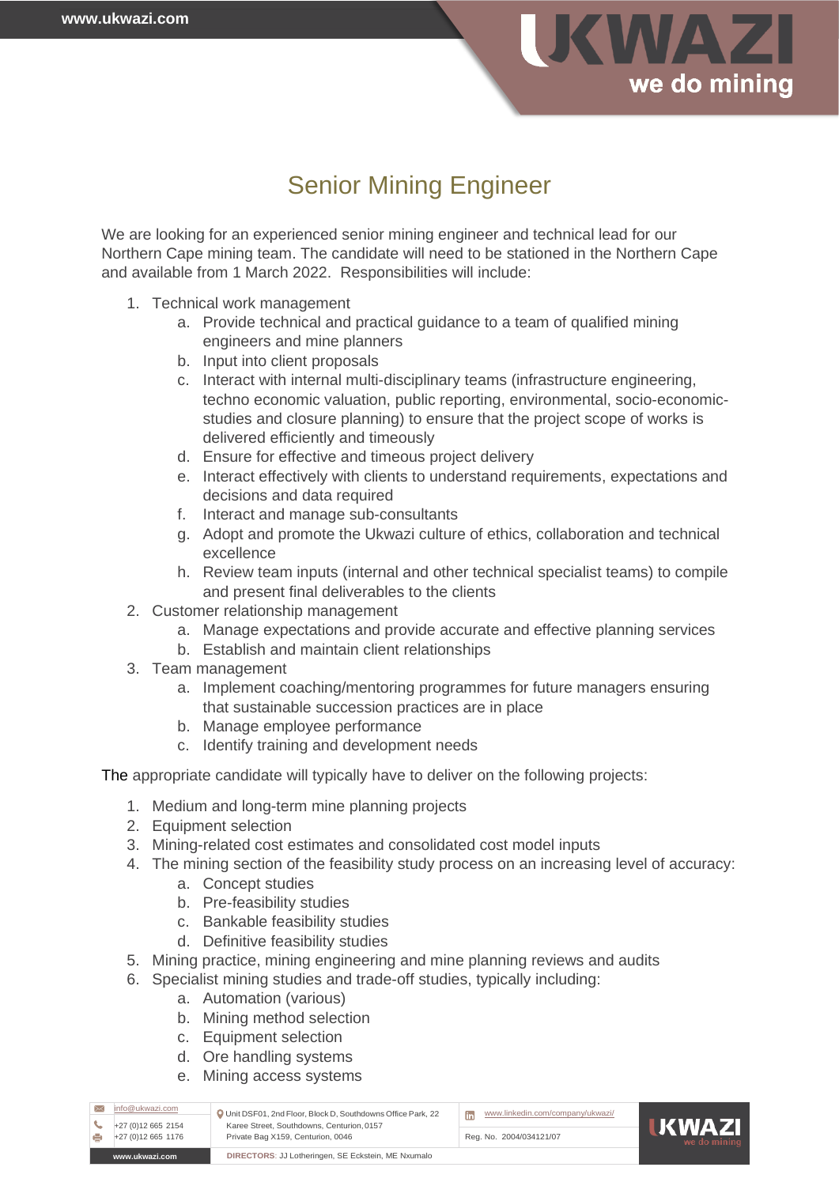# Senior Mining Engineer

We are looking for an experienced senior mining engineer and technical lead for our Northern Cape mining team. The candidate will need to be stationed in the Northern Cape and available from 1 March 2022. Responsibilities will include:

1. Technical work management
   a. Provide technical and practical guidance to a team of qualified mining engineers and mine planners
   b. Input into client proposals
   c. Interact with internal multi-disciplinary teams (infrastructure engineering, techno economic valuation, public reporting, environmental, socio-economic-studies and closure planning) to ensure that the project scope of works is delivered efficiently and timeously
   d. Ensure for effective and timeous project delivery
   e. Interact effectively with clients to understand requirements, expectations and decisions and data required
   f. Interact and manage sub-consultants
   g. Adopt and promote the Ukwazi culture of ethics, collaboration and technical excellence
   h. Review team inputs (internal and other technical specialist teams) to compile and present final deliverables to the clients
2. Customer relationship management
   a. Manage expectations and provide accurate and effective planning services
   b. Establish and maintain client relationships
3. Team management
   a. Implement coaching/mentoring programmes for future managers ensuring that sustainable succession practices are in place
   b. Manage employee performance
   c. Identify training and development needs

The appropriate candidate will typically have to deliver on the following projects:

1. Medium and long-term mine planning projects
2. Equipment selection
3. Mining-related cost estimates and consolidated cost model inputs
4. The mining section of the feasibility study process on an increasing level of accuracy:
   a. Concept studies
   b. Pre-feasibility studies
   c. Bankable feasibility studies
   d. Definitive feasibility studies
5. Mining practice, mining engineering and mine planning reviews and audits
6. Specialist mining studies and trade-off studies, typically including:
   a. Automation (various)
   b. Mining method selection
   c. Equipment selection
   d. Ore handling systems
   e. Mining access systems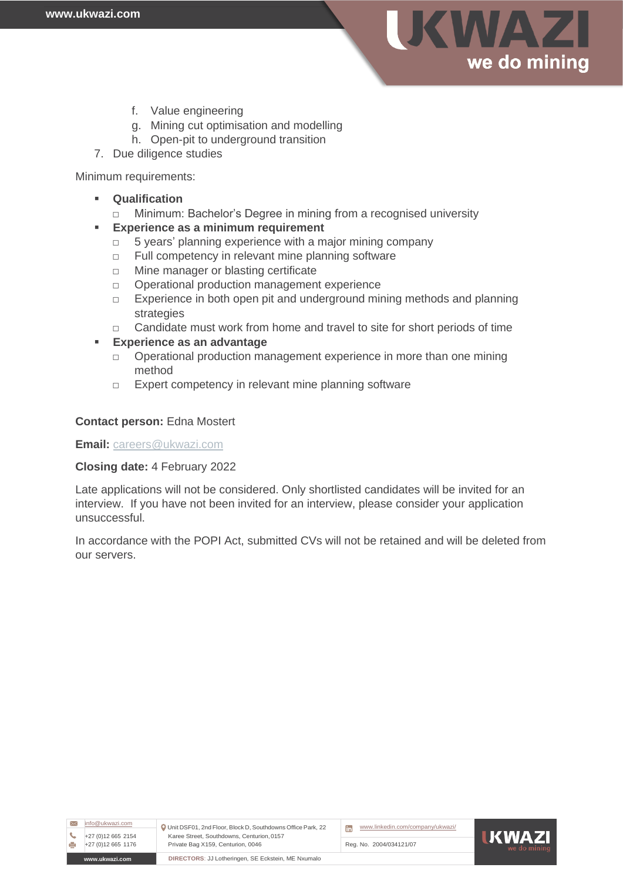f. Value engineering
   g. Mining cut optimisation and modelling
   h. Open-pit to underground transition
7. Due diligence studies

Minimum requirements:

- **Qualification**
  - Minimum: Bachelor's Degree in mining from a recognised university
- **Experience as a minimum requirement**
  - 5 years' planning experience with a major mining company
  - Full competency in relevant mine planning software
  - Mine manager or blasting certificate
  - Operational production management experience
  - Experience in both open pit and underground mining methods and planning strategies
  - Candidate must work from home and travel to site for short periods of time
- **Experience as an advantage**
  - Operational production management experience in more than one mining method
  - Expert competency in relevant mine planning software

**Contact person:** Edna Mostert

**Email:** careers@ukwazi.com

**Closing date:** 4 February 2022

Late applications will not be considered. Only shortlisted candidates will be invited for an interview. If you have not been invited for an interview, please consider your application unsuccessful.

In accordance with the POPI Act, submitted CVs will not be retained and will be deleted from our servers.